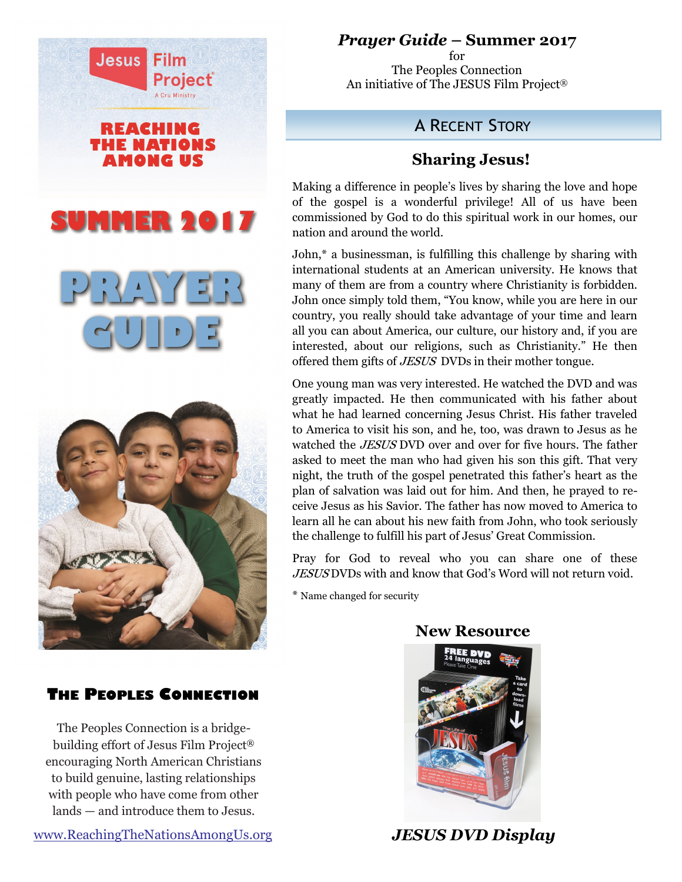Jesus Film Project
A Cru Ministry

# REACHING THE NATIONS AMONG US

# SUMMER 2017

# PRAYER GUIDE

## The Peoples Connection

The Peoples Connection is a bridge-building effort of Jesus Film Project® encouraging North American Christians to build genuine, lasting relationships with people who have come from other lands — and introduce them to Jesus.

www.ReachingTheNationsAmongUs.org

***Prayer Guide* – Summer 2017**
for
The Peoples Connection
An initiative of The JESUS Film Project®

## A Recent Story

### Sharing Jesus!

Making a difference in people's lives by sharing the love and hope of the gospel is a wonderful privilege! All of us have been commissioned by God to do this spiritual work in our homes, our nation and around the world.

John,* a businessman, is fulfilling this challenge by sharing with international students at an American university. He knows that many of them are from a country where Christianity is forbidden. John once simply told them, "You know, while you are here in our country, you really should take advantage of your time and learn all you can about America, our culture, our history and, if you are interested, about our religions, such as Christianity." He then offered them gifts of *JESUS* DVDs in their mother tongue.

One young man was very interested. He watched the DVD and was greatly impacted. He then communicated with his father about what he had learned concerning Jesus Christ. His father traveled to America to visit his son, and he, too, was drawn to Jesus as he watched the *JESUS* DVD over and over for five hours. The father asked to meet the man who had given his son this gift. That very night, the truth of the gospel penetrated this father's heart as the plan of salvation was laid out for him. And then, he prayed to receive Jesus as his Savior. The father has now moved to America to learn all he can about his new faith from John, who took seriously the challenge to fulfill his part of Jesus' Great Commission.

Pray for God to reveal who you can share one of these *JESUS* DVDs with and know that God's Word will not return void.

* Name changed for security

### New Resource

***JESUS DVD Display***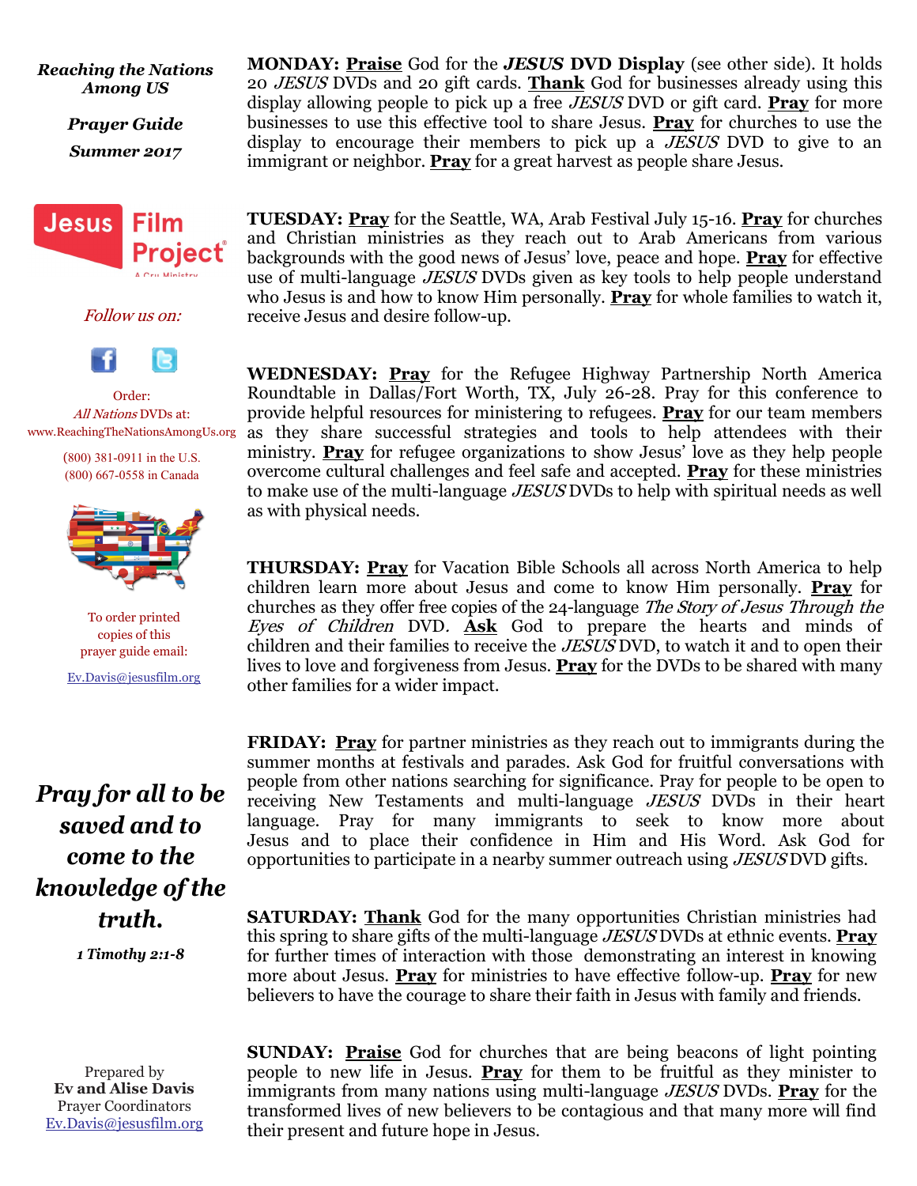***Reaching the Nations Among US***

***Prayer Guide***

***Summer 2017***

Jesus Film Project
A Cru Ministry

*Follow us on:*

Order:
*All Nations* DVDs at:
www.ReachingTheNationsAmongUs.org

(800) 381-0911 in the U.S.
(800) 667-0558 in Canada

To order printed copies of this prayer guide email:

Ev.Davis@jesusfilm.org

***Pray for all to be saved and to come to the knowledge of the truth.***

***1 Timothy 2:1-8***

Prepared by
**Ev and Alise Davis**
Prayer Coordinators
Ev.Davis@jesusfilm.org

**MONDAY:** **Praise** God for the ***JESUS* DVD Display** (see other side). It holds 20 *JESUS* DVDs and 20 gift cards. **Thank** God for businesses already using this display allowing people to pick up a free *JESUS* DVD or gift card. **Pray** for more businesses to use this effective tool to share Jesus. **Pray** for churches to use the display to encourage their members to pick up a *JESUS* DVD to give to an immigrant or neighbor. **Pray** for a great harvest as people share Jesus.

**TUESDAY:** **Pray** for the Seattle, WA, Arab Festival July 15-16. **Pray** for churches and Christian ministries as they reach out to Arab Americans from various backgrounds with the good news of Jesus' love, peace and hope. **Pray** for effective use of multi-language *JESUS* DVDs given as key tools to help people understand who Jesus is and how to know Him personally. **Pray** for whole families to watch it, receive Jesus and desire follow-up.

**WEDNESDAY:** **Pray** for the Refugee Highway Partnership North America Roundtable in Dallas/Fort Worth, TX, July 26-28. Pray for this conference to provide helpful resources for ministering to refugees. **Pray** for our team members as they share successful strategies and tools to help attendees with their ministry. **Pray** for refugee organizations to show Jesus' love as they help people overcome cultural challenges and feel safe and accepted. **Pray** for these ministries to make use of the multi-language *JESUS* DVDs to help with spiritual needs as well as with physical needs.

**THURSDAY:** **Pray** for Vacation Bible Schools all across North America to help children learn more about Jesus and come to know Him personally. **Pray** for churches as they offer free copies of the 24-language *The Story of Jesus Through the Eyes of Children* DVD. **Ask** God to prepare the hearts and minds of children and their families to receive the *JESUS* DVD, to watch it and to open their lives to love and forgiveness from Jesus. **Pray** for the DVDs to be shared with many other families for a wider impact.

**FRIDAY:** **Pray** for partner ministries as they reach out to immigrants during the summer months at festivals and parades. Ask God for fruitful conversations with people from other nations searching for significance. Pray for people to be open to receiving New Testaments and multi-language *JESUS* DVDs in their heart language. Pray for many immigrants to seek to know more about Jesus and to place their confidence in Him and His Word. Ask God for opportunities to participate in a nearby summer outreach using *JESUS* DVD gifts.

**SATURDAY:** **Thank** God for the many opportunities Christian ministries had this spring to share gifts of the multi-language *JESUS* DVDs at ethnic events. **Pray** for further times of interaction with those demonstrating an interest in knowing more about Jesus. **Pray** for ministries to have effective follow-up. **Pray** for new believers to have the courage to share their faith in Jesus with family and friends.

**SUNDAY:** **Praise** God for churches that are being beacons of light pointing people to new life in Jesus. **Pray** for them to be fruitful as they minister to immigrants from many nations using multi-language *JESUS* DVDs. **Pray** for the transformed lives of new believers to be contagious and that many more will find their present and future hope in Jesus.